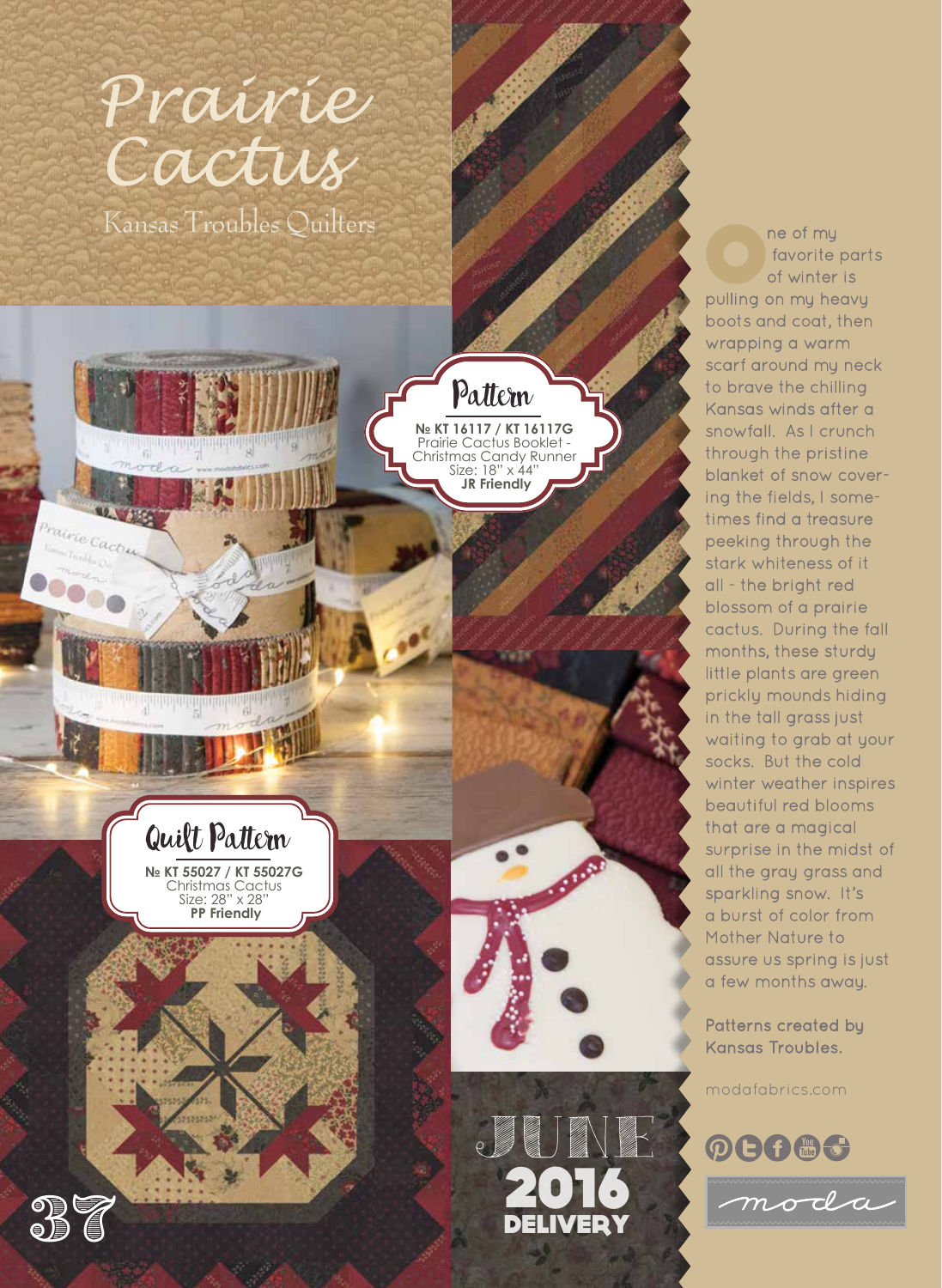# Prairie Cactus

Kansas Troubles Quilters

## Pattern

**№ KT 16117 / KT 16117G**
Prairie Cactus Booklet - Christmas Candy Runner
Size: 18" x 44"
**JR Friendly**

## Quilt Pattern

**№ KT 55027 / KT 55027G**
Christmas Cactus
Size: 28" x 28"
**PP Friendly**

One of my favorite parts of winter is pulling on my heavy boots and coat, then wrapping a warm scarf around my neck to brave the chilling Kansas winds after a snowfall. As I crunch through the pristine blanket of snow covering the fields, I sometimes find a treasure peeking through the stark whiteness of it all - the bright red blossom of a prairie cactus. During the fall months, these sturdy little plants are green prickly mounds hiding in the tall grass just waiting to grab at your socks. But the cold winter weather inspires beautiful red blooms that are a magical surprise in the midst of all the gray grass and sparkling snow. It's a burst of color from Mother Nature to assure us spring is just a few months away.

**Patterns created by Kansas Troubles.**

modafabrics.com

JUNE 2016 DELIVERY

moda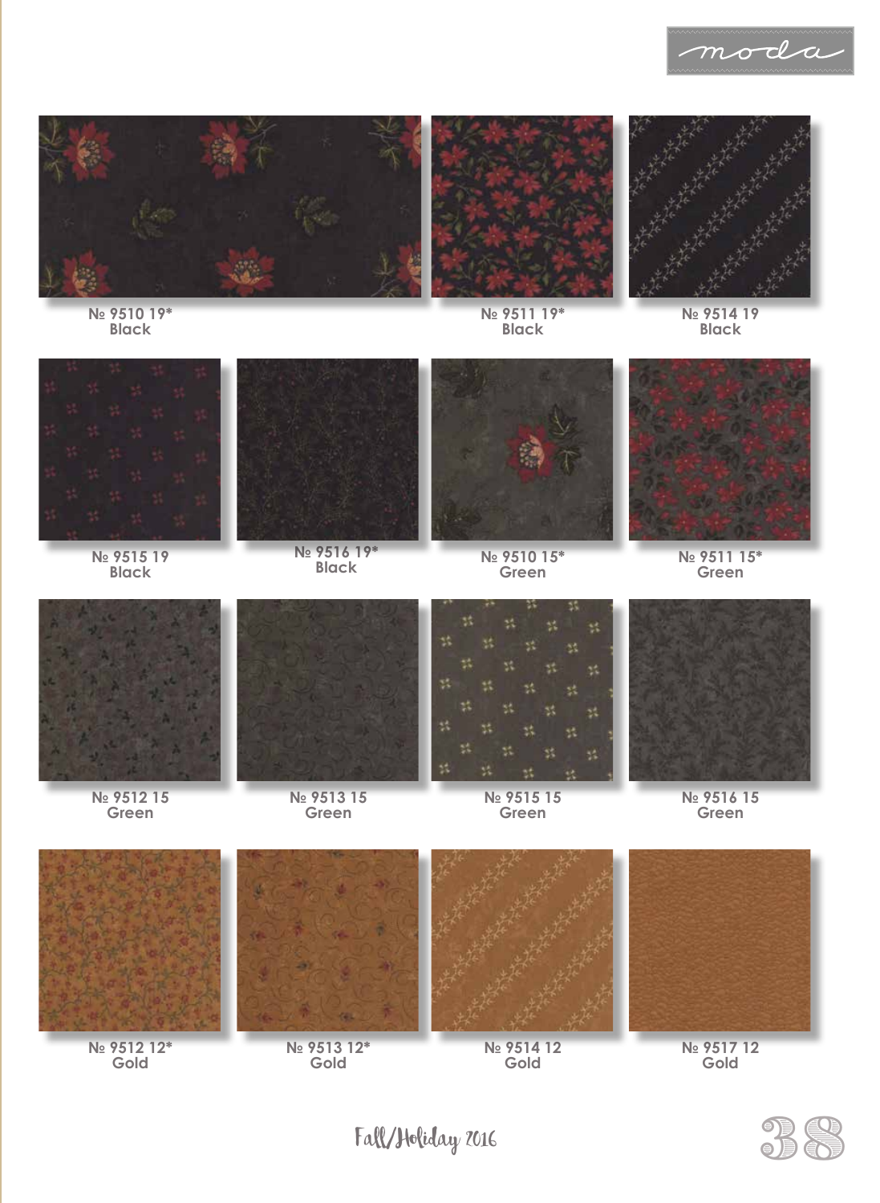№ 9510 19*
Black

№ 9511 19*
Black

№ 9514 19
Black

№ 9515 19
Black

№ 9516 19*
Black

№ 9510 15*
Green

№ 9511 15*
Green

№ 9512 15
Green

№ 9513 15
Green

№ 9515 15
Green

№ 9516 15
Green

№ 9512 12*
Gold

№ 9513 12*
Gold

№ 9514 12
Gold

№ 9517 12
Gold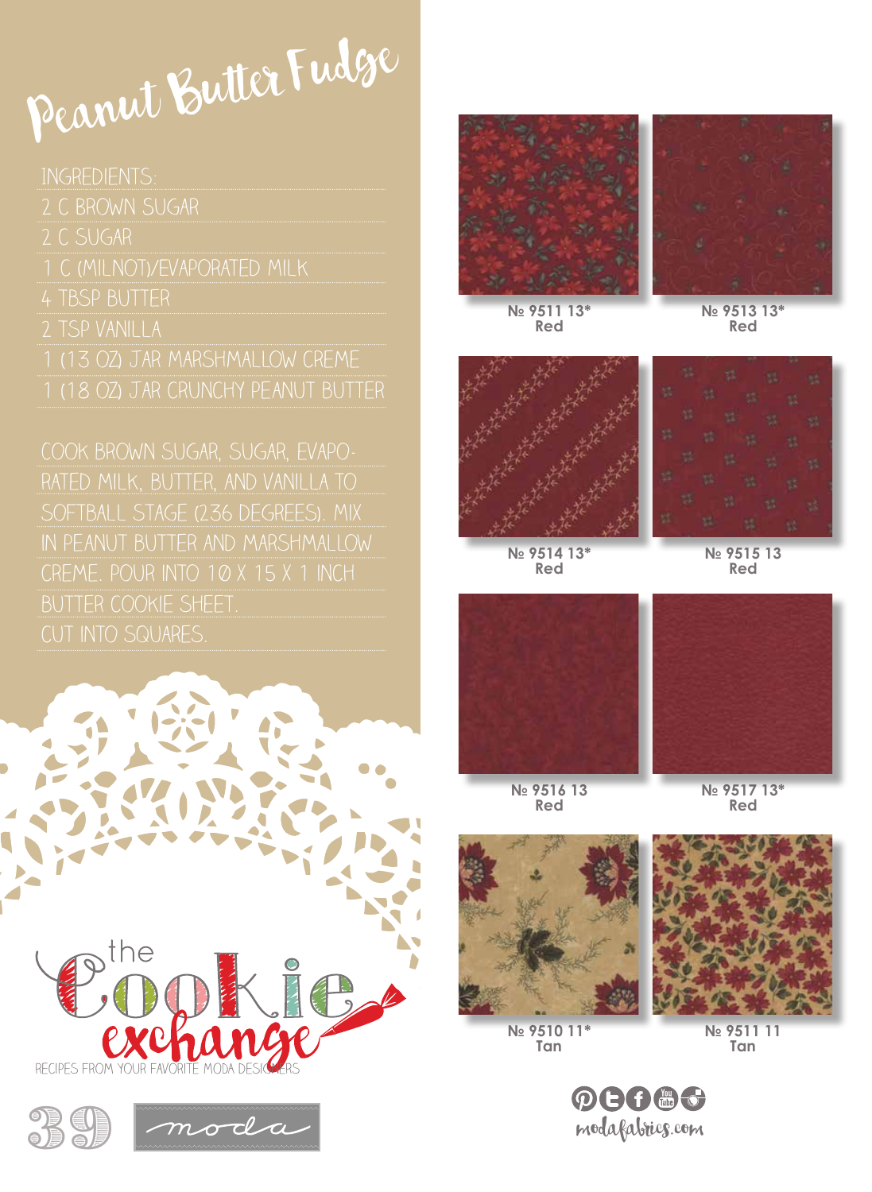# Peanut Butter Fudge

INGREDIENTS:

- 2 C BROWN SUGAR
- 2 C SUGAR
- 1 C (MILNOT)/EVAPORATED MILK
- 4 TBSP BUTTER
- 2 TSP VANILLA
- 1 (13 OZ) JAR MARSHMALLOW CREME
- 1 (18 OZ) JAR CRUNCHY PEANUT BUTTER

COOK BROWN SUGAR, SUGAR, EVAPORATED MILK, BUTTER, AND VANILLA TO SOFTBALL STAGE (236 DEGREES). MIX IN PEANUT BUTTER AND MARSHMALLOW CREME. POUR INTO 10 X 15 X 1 INCH BUTTER COOKIE SHEET. CUT INTO SQUARES.

№ 9511 13*
Red

№ 9513 13*
Red

№ 9514 13*
Red

№ 9515 13
Red

№ 9516 13
Red

№ 9517 13*
Red

№ 9510 11*
Tan

№ 9511 11
Tan

the Cookie exchange

RECIPES FROM YOUR FAVORITE MODA DESIGNERS

moda

modafabrics.com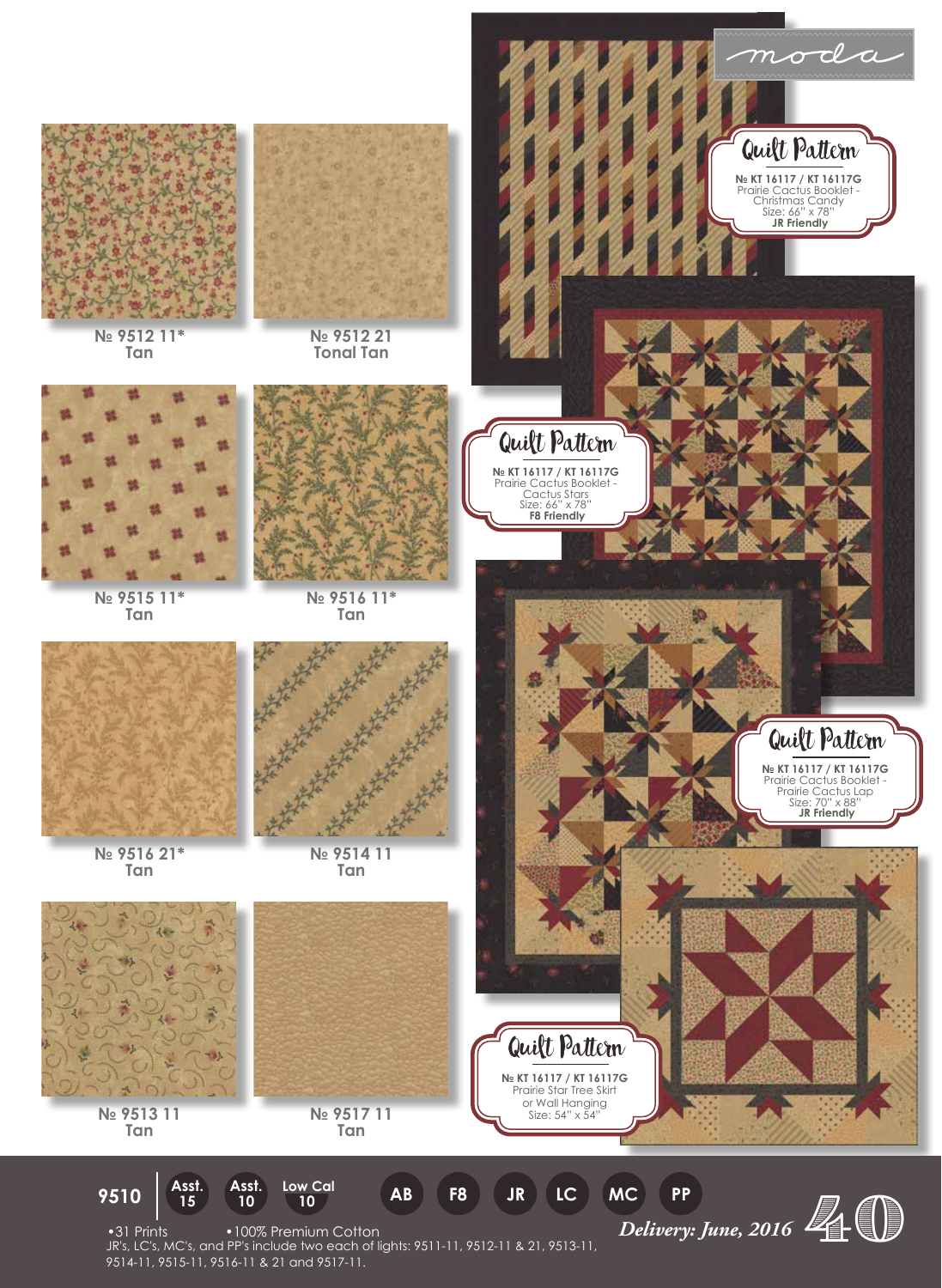moda

№ 9512 11*
Tan

№ 9512 21
Tonal Tan

№ 9515 11*
Tan

№ 9516 11*
Tan

№ 9516 21*
Tan

№ 9514 11
Tan

№ 9513 11
Tan

№ 9517 11
Tan

**Quilt Pattern**
**№ KT 16117 / KT 16117G**
Prairie Cactus Booklet -
Christmas Candy
Size: 66" x 78"
**JR Friendly**

**Quilt Pattern**
**№ KT 16117 / KT 16117G**
Prairie Cactus Booklet -
Cactus Stars
Size: 66" x 78"
**F8 Friendly**

**Quilt Pattern**
**№ KT 16117 / KT 16117G**
Prairie Cactus Booklet -
Prairie Cactus Lap
Size: 70" x 88"
**JR Friendly**

**Quilt Pattern**
**№ KT 16117 / KT 16117G**
Prairie Star Tree Skirt
or Wall Hanging
Size: 54" x 54"

**9510** | **Asst. 15** | **Asst. 10** | **Low Cal 10** | **AB** | **F8** | **JR** | **LC** | **MC** | **PP**

•31 Prints •100% Premium Cotton
JR's, LC's, MC's, and PP's include two each of lights: 9511-11, 9512-11 & 21, 9513-11, 9514-11, 9515-11, 9516-11 & 21 and 9517-11.

*Delivery: June, 2016*